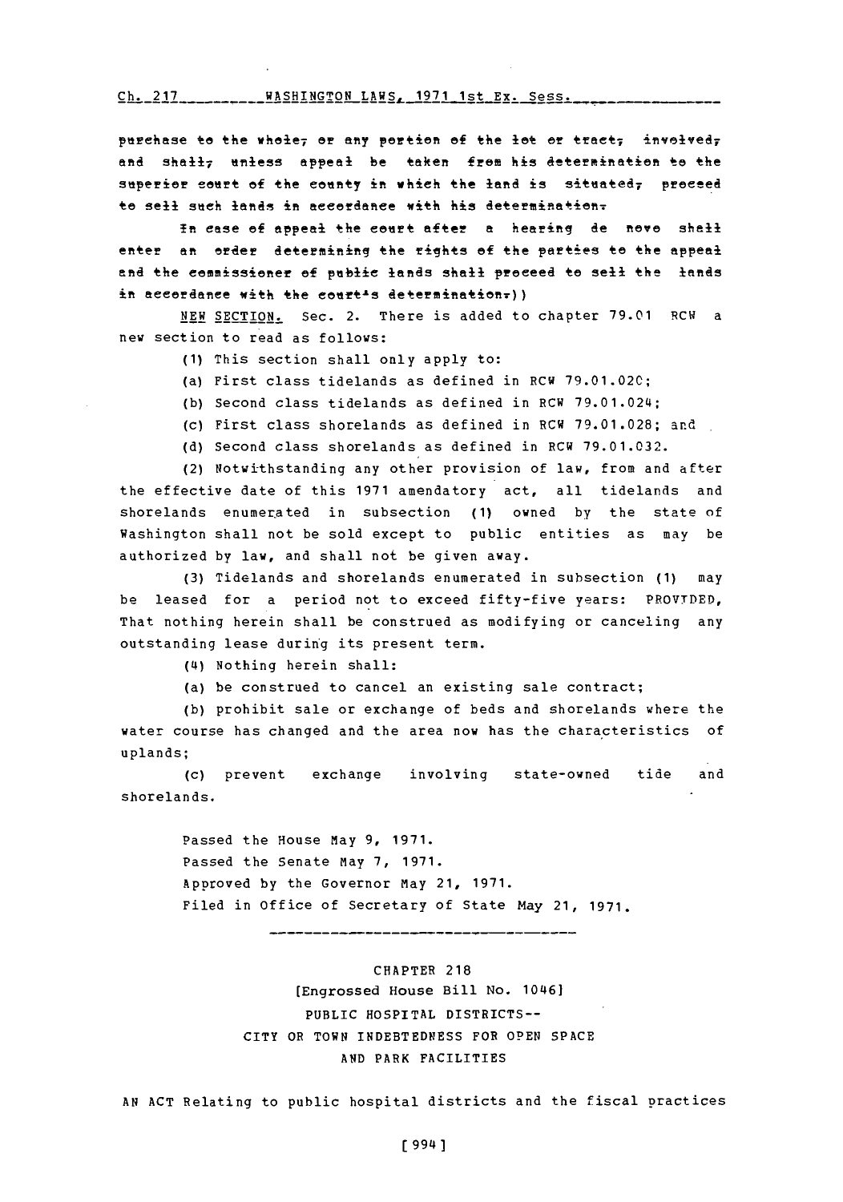purchase to the whole, or any portion of the lot or tract, involved, and shall, unless appeal be taken from his determination to the superior court of the county in which the land is situated, proceed to sell such lands in accordance with his determination.

In case of appeal the court after a hearing de novo shall enter an order determining the rights of the parties to the appeal and the commissioner of public lands shall proceed to sell the lands in accordance with the court's determination.))

NEW SECTION. Sec. 2. There is added to chapter 79.01 RCW a new section to read as follows:

(1) This section shall only apply to:

(a) First class tidelands as defined in RCW 79.01.020;

(b) Second class tidelands as defined in RCW 79.01.024;

(c) First class shorelands as defined in RCW 79.01.028; and

(d) Second class shorelands as defined in RCW 79.01.032.

(2) Notwithstanding any other provision of law, from and after the effective date of this 1971 amendatory act, all tidelands and shorelands enumerated in subsection (1) owned by the state of Washington shall not be sold except to public entities as may be authorized by law, and shall not be given away.

(3) Tidelands and shorelands enumerated in subsection (1) may be leased for a period not to exceed fifty-five years: PROVIDED, That nothing herein shall be construed as modifying or canceling any outstanding lease during its present term.

(4) Nothing herein shall:

(a) be construed to cancel an existing sale contract;

(b) prohibit sale or exchange of beds and shorelands where the water course has changed and the area now has the characteristics of uplands;

(c) prevent exchange involving state-owned tide and shorelands.

Passed the House May 9, 1971.
Passed the Senate May 7, 1971.
Approved by the Governor May 21, 1971.
Filed in Office of Secretary of State May 21, 1971.

---

CHAPTER 218

[Engrossed House Bill No. 1046]

PUBLIC HOSPITAL DISTRICTS--
CITY OR TOWN INDEBTEDNESS FOR OPEN SPACE AND PARK FACILITIES

AN ACT Relating to public hospital districts and the fiscal practices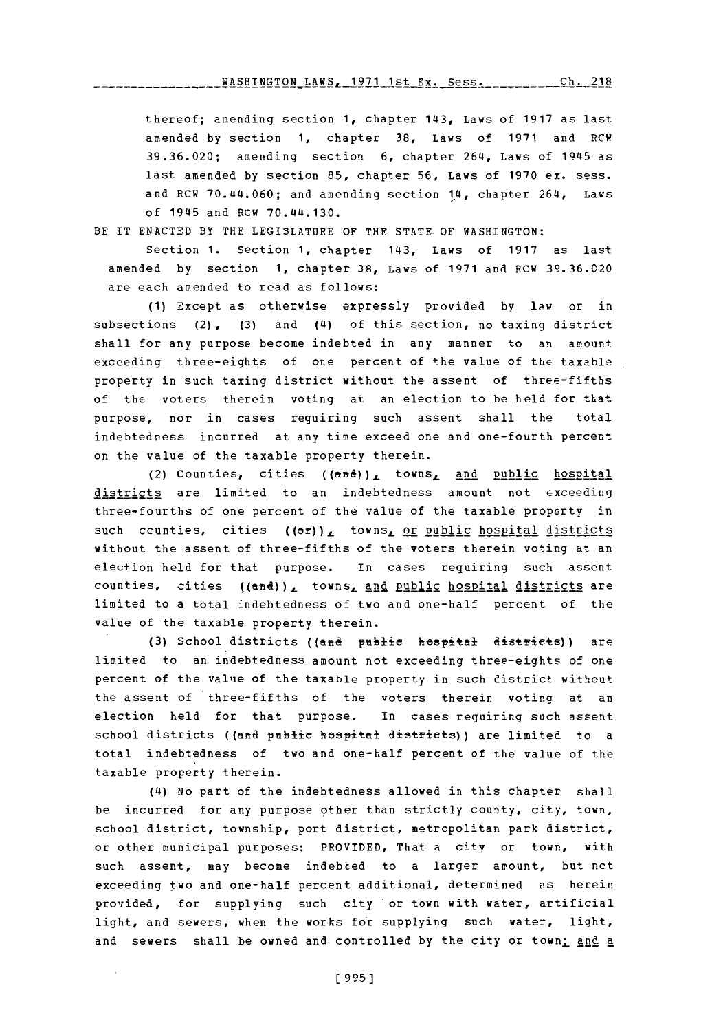thereof; amending section 1, chapter 143, Laws of 1917 as last amended by section 1, chapter 38, Laws of 1971 and RCW 39.36.020; amending section 6, chapter 264, Laws of 1945 as last amended by section 85, chapter 56, Laws of 1970 ex. sess. and RCW 70.44.060; and amending section 14, chapter 264, Laws of 1945 and RCW 70.44.130.

BE IT ENACTED BY THE LEGISLATURE OF THE STATE OF WASHINGTON:

Section 1. Section 1, chapter 143, Laws of 1917 as last amended by section 1, chapter 38, Laws of 1971 and RCW 39.36.020 are each amended to read as follows:

(1) Except as otherwise expressly provided by law or in subsections (2), (3) and (4) of this section, no taxing district shall for any purpose become indebted in any manner to an amount exceeding three-eights of one percent of the value of the taxable property in such taxing district without the assent of three-fifths of the voters therein voting at an election to be held for that purpose, nor in cases requiring such assent shall the total indebtedness incurred at any time exceed one and one-fourth percent on the value of the taxable property therein.

(2) Counties, cities ((and)), towns, and public hospital districts are limited to an indebtedness amount not exceeding three-fourths of one percent of the value of the taxable property in such counties, cities ((or)), towns, or public hospital districts without the assent of three-fifths of the voters therein voting at an election held for that purpose. In cases requiring such assent counties, cities ((and)), towns, and public hospital districts are limited to a total indebtedness of two and one-half percent of the value of the taxable property therein.

(3) School districts ((and public hospital districts)) are limited to an indebtedness amount not exceeding three-eights of one percent of the value of the taxable property in such district without the assent of three-fifths of the voters therein voting at an election held for that purpose. In cases requiring such assent school districts ((and public hospital districts)) are limited to a total indebtedness of two and one-half percent of the value of the taxable property therein.

(4) No part of the indebtedness allowed in this chapter shall be incurred for any purpose other than strictly county, city, town, school district, township, port district, metropolitan park district, or other municipal purposes: PROVIDED, That a city or town, with such assent, may become indebted to a larger amount, but not exceeding two and one-half percent additional, determined as herein provided, for supplying such city or town with water, artificial light, and sewers, when the works for supplying such water, light, and sewers shall be owned and controlled by the city or town; and a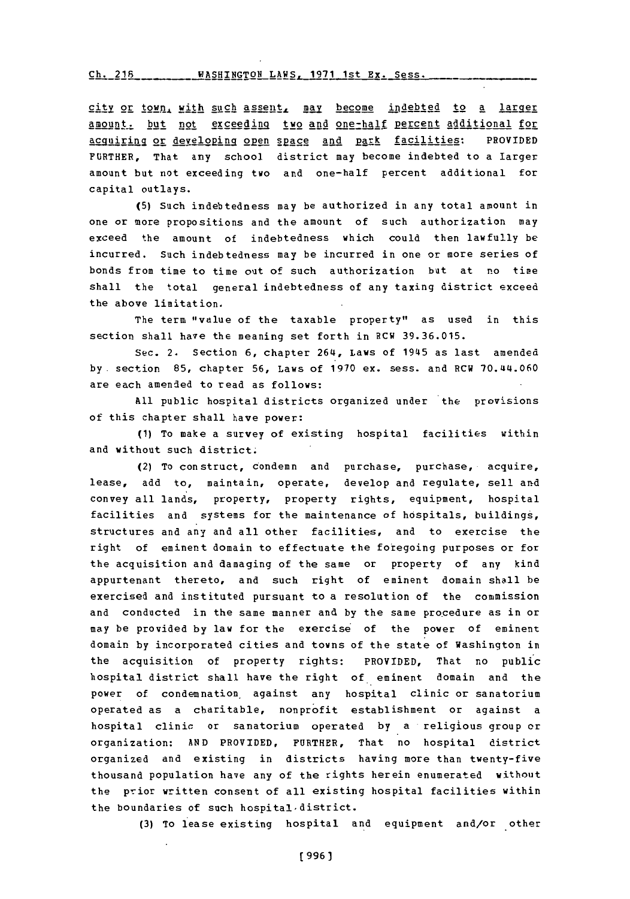city or town, with such assent, may become indebted to a larger amount, but not exceeding two and one-half percent additional for acquiring or developing open space and park facilities: PROVIDED FURTHER, That any school district may become indebted to a larger amount but not exceeding two and one-half percent additional for capital outlays.

(5) Such indebtedness may be authorized in any total amount in one or more propositions and the amount of such authorization may exceed the amount of indebtedness which could then lawfully be incurred. Such indebtedness may be incurred in one or more series of bonds from time to time out of such authorization but at no time shall the total general indebtedness of any taxing district exceed the above limitation.

The term "value of the taxable property" as used in this section shall have the meaning set forth in RCW 39.36.015.

Sec. 2. Section 6, chapter 264, Laws of 1945 as last amended by section 85, chapter 56, Laws of 1970 ex. sess. and RCW 70.44.060 are each amended to read as follows:

All public hospital districts organized under the provisions of this chapter shall have power:

(1) To make a survey of existing hospital facilities within and without such district.

(2) To construct, condemn and purchase, purchase, acquire, lease, add to, maintain, operate, develop and regulate, sell and convey all lands, property, property rights, equipment, hospital facilities and systems for the maintenance of hospitals, buildings, structures and any and all other facilities, and to exercise the right of eminent domain to effectuate the foregoing purposes or for the acquisition and damaging of the same or property of any kind appurtenant thereto, and such right of eminent domain shall be exercised and instituted pursuant to a resolution of the commission and conducted in the same manner and by the same procedure as in or may be provided by law for the exercise of the power of eminent domain by incorporated cities and towns of the state of Washington in the acquisition of property rights: PROVIDED, That no public hospital district shall have the right of eminent domain and the power of condemnation against any hospital clinic or sanatorium operated as a charitable, nonprofit establishment or against a hospital clinic or sanatorium operated by a religious group or organization: AND PROVIDED, FURTHER, That no hospital district organized and existing in districts having more than twenty-five thousand population have any of the rights herein enumerated without the prior written consent of all existing hospital facilities within the boundaries of such hospital district.

(3) To lease existing hospital and equipment and/or other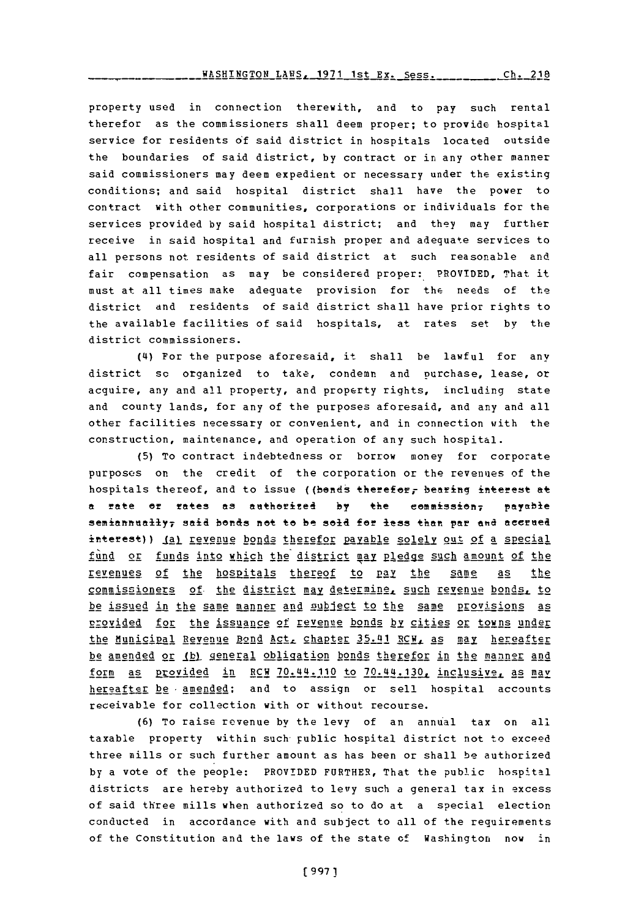property used in connection therewith, and to pay such rental therefor as the commissioners shall deem proper; to provide hospital service for residents of said district in hospitals located outside the boundaries of said district, by contract or in any other manner said commissioners may deem expedient or necessary under the existing conditions; and said hospital district shall have the power to contract with other communities, corporations or individuals for the services provided by said hospital district; and they may further receive in said hospital and furnish proper and adequate services to all persons not residents of said district at such reasonable and fair compensation as may be considered proper: PROVIDED, That it must at all times make adequate provision for the needs of the district and residents of said district shall have prior rights to the available facilities of said hospitals, at rates set by the district commissioners.

(4) For the purpose aforesaid, it shall be lawful for any district so organized to take, condemn and purchase, lease, or acquire, any and all property, and property rights, including state and county lands, for any of the purposes aforesaid, and any and all other facilities necessary or convenient, and in connection with the construction, maintenance, and operation of any such hospital.

(5) To contract indebtedness or borrow money for corporate purposes on the credit of the corporation or the revenues of the hospitals thereof, and to issue ((~~bonds therefor, bearing interest at a rate or rates as authorized by the commission, payable semiannually, said bonds not to be sold for less than par and accrued interest~~)) (a) revenue bonds therefor payable solely out of a special fund or funds into which the district may pledge such amount of the revenues of the hospitals thereof to pay the same as the commissioners of the district may determine, such revenue bonds, to be issued in the same manner and subject to the same provisions as provided for the issuance of revenue bonds by cities or towns under the Municipal Revenue Bond Act, chapter 35.41 RCW, as may hereafter be amended or (b) general obligation bonds therefor in the manner and form as provided in RCW 70.44.110 to 70.44.130, inclusive, as may hereafter be amended; and to assign or sell hospital accounts receivable for collection with or without recourse.

(6) To raise revenue by the levy of an annual tax on all taxable property within such public hospital district not to exceed three mills or such further amount as has been or shall be authorized by a vote of the people: PROVIDED FURTHER, That the public hospital districts are hereby authorized to levy such a general tax in excess of said three mills when authorized so to do at a special election conducted in accordance with and subject to all of the requirements of the Constitution and the laws of the state of Washington now in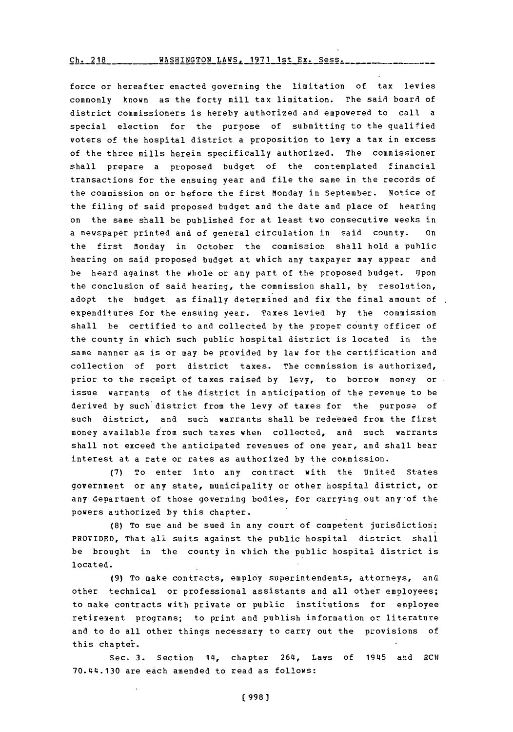force or hereafter enacted governing the limitation of tax levies commonly known as the forty mill tax limitation. The said board of district commissioners is hereby authorized and empowered to call a special election for the purpose of submitting to the qualified voters of the hospital district a proposition to levy a tax in excess of the three mills herein specifically authorized. The commissioner shall prepare a proposed budget of the contemplated financial transactions for the ensuing year and file the same in the records of the commission on or before the first Monday in September. Notice of the filing of said proposed budget and the date and place of hearing on the same shall be published for at least two consecutive weeks in a newspaper printed and of general circulation in said county. On the first Monday in October the commission shall hold a public hearing on said proposed budget at which any taxpayer may appear and be heard against the whole or any part of the proposed budget. Upon the conclusion of said hearing, the commission shall, by resolution, adopt the budget as finally determined and fix the final amount of expenditures for the ensuing year. Taxes levied by the commission shall be certified to and collected by the proper county officer of the county in which such public hospital district is located in the same manner as is or may be provided by law for the certification and collection of port district taxes. The commission is authorized, prior to the receipt of taxes raised by levy, to borrow money or issue warrants of the district in anticipation of the revenue to be derived by such district from the levy of taxes for the purpose of such district, and such warrants shall be redeemed from the first money available from such taxes when collected, and such warrants shall not exceed the anticipated revenues of one year, and shall bear interest at a rate or rates as authorized by the commission.

(7) To enter into any contract with the United States government or any state, municipality or other hospital district, or any department of those governing bodies, for carrying out any of the powers authorized by this chapter.

(8) To sue and be sued in any court of competent jurisdiction: PROVIDED, That all suits against the public hospital district shall be brought in the county in which the public hospital district is located.

(9) To make contracts, employ superintendents, attorneys, and other technical or professional assistants and all other employees; to make contracts with private or public institutions for employee retirement programs; to print and publish information or literature and to do all other things necessary to carry out the provisions of this chapter.

Sec. 3. Section 14, chapter 264, Laws of 1945 and RCW 70.44.130 are each amended to read as follows: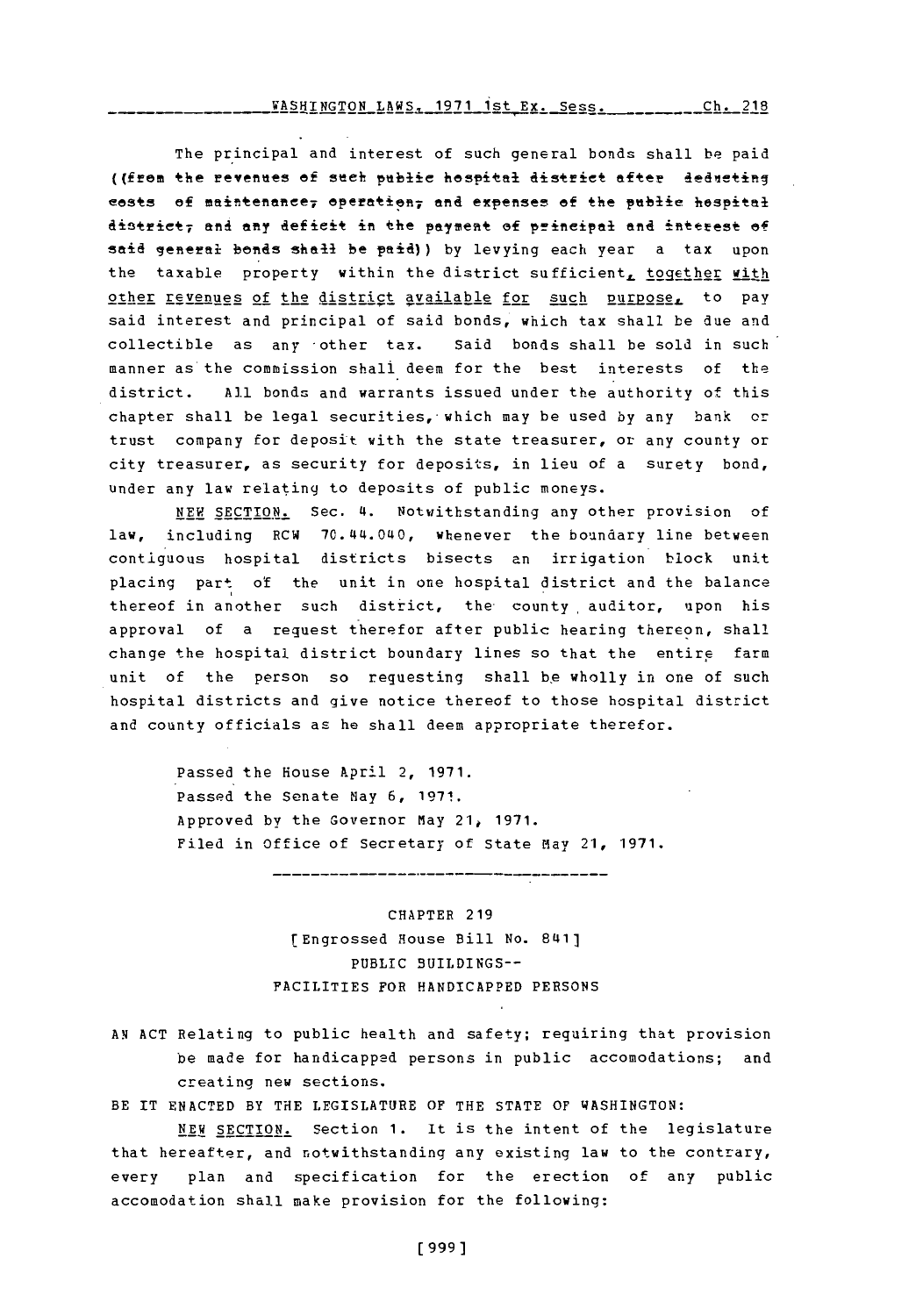The principal and interest of such general bonds shall be paid ((from the revenues of such public hospital district after deducting costs of maintenance, operation, and expenses of the public hospital district, and any deficit in the payment of principal and interest of said general bonds shall be paid)) by levying each year a tax upon the taxable property within the district sufficient, together with other revenues of the district available for such purpose, to pay said interest and principal of said bonds, which tax shall be due and collectible as any other tax. Said bonds shall be sold in such manner as the commission shall deem for the best interests of the district. All bonds and warrants issued under the authority of this chapter shall be legal securities, which may be used by any bank or trust company for deposit with the state treasurer, or any county or city treasurer, as security for deposits, in lieu of a surety bond, under any law relating to deposits of public moneys.

NEW SECTION. Sec. 4. Notwithstanding any other provision of law, including RCW 70.44.040, whenever the boundary line between contiguous hospital districts bisects an irrigation block unit placing part of the unit in one hospital district and the balance thereof in another such district, the county auditor, upon his approval of a request therefor after public hearing thereon, shall change the hospital district boundary lines so that the entire farm unit of the person so requesting shall be wholly in one of such hospital districts and give notice thereof to those hospital district and county officials as he shall deem appropriate therefor.

Passed the House April 2, 1971.
Passed the Senate May 6, 1971.
Approved by the Governor May 21, 1971.
Filed in Office of Secretary of State May 21, 1971.

---

CHAPTER 219
[Engrossed House Bill No. 841]
PUBLIC BUILDINGS--
FACILITIES FOR HANDICAPPED PERSONS

AN ACT Relating to public health and safety; requiring that provision be made for handicapped persons in public accomodations; and creating new sections.

BE IT ENACTED BY THE LEGISLATURE OF THE STATE OF WASHINGTON:

NEW SECTION. Section 1. It is the intent of the legislature that hereafter, and notwithstanding any existing law to the contrary, every plan and specification for the erection of any public accomodation shall make provision for the following: